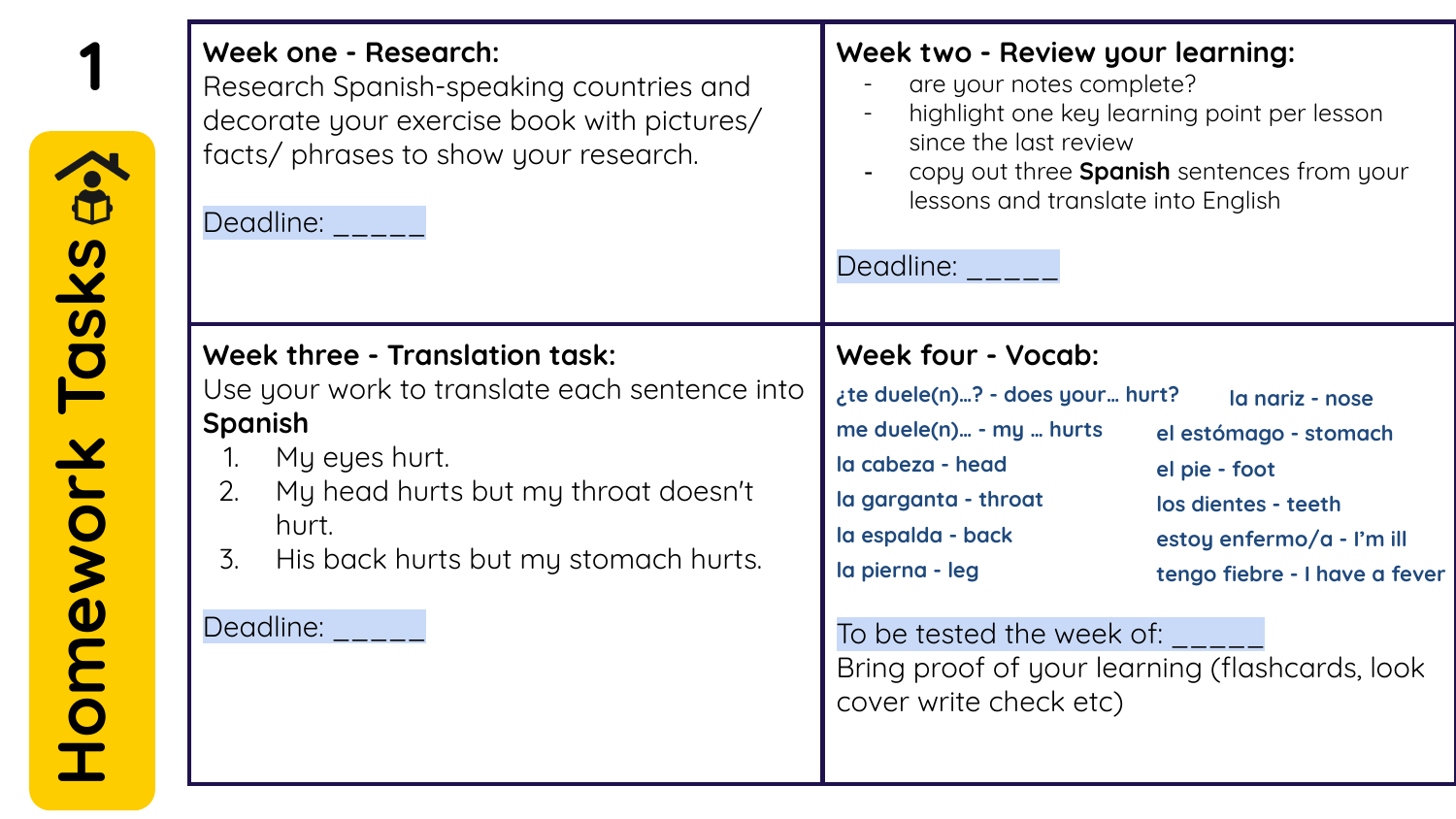# 1 Homework Tasks

## Week one - Research:

Research Spanish-speaking countries and decorate your exercise book with pictures/ facts/ phrases to show your research.

Deadline: _____

## Week two - Review your learning:

- are your notes complete?
- highlight one key learning point per lesson since the last review
- copy out three **Spanish** sentences from your lessons and translate into English

Deadline: _____

## Week three - Translation task:

Use your work to translate each sentence into **Spanish**

1. My eyes hurt.
2. My head hurts but my throat doesn't hurt.
3. His back hurts but my stomach hurts.

Deadline: _____

## Week four - Vocab:

- ¿te duele(n)…? - does your… hurt?
- me duele(n)… - my … hurts
- la cabeza - head
- la garganta - throat
- la espalda - back
- la pierna - leg
- la nariz - nose
- el estómago - stomach
- el pie - foot
- los dientes - teeth
- estoy enfermo/a - I'm ill
- tengo fiebre - I have a fever

To be tested the week of: _____

Bring proof of your learning (flashcards, look cover write check etc)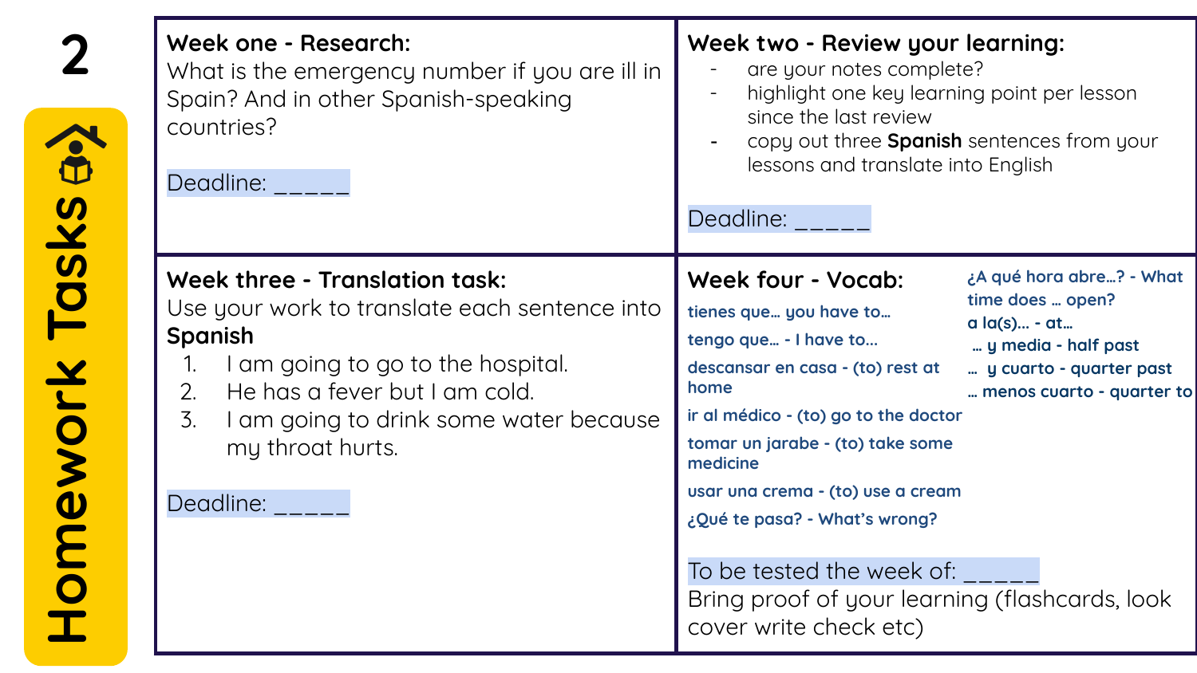# Homework Tasks

## Week one - Research:

What is the emergency number if you are ill in Spain? And in other Spanish-speaking countries?

Deadline: _____

## Week two - Review your learning:

- are your notes complete?
- highlight one key learning point per lesson since the last review
- copy out three **Spanish** sentences from your lessons and translate into English

Deadline: _____

## Week three - Translation task:

Use your work to translate each sentence into **Spanish**

1. I am going to go to the hospital.
2. He has a fever but I am cold.
3. I am going to drink some water because my throat hurts.

Deadline: _____

## Week four - Vocab:

tienes que… you have to…

tengo que… - I have to…

descansar en casa - (to) rest at home

ir al médico - (to) go to the doctor

tomar un jarabe - (to) take some medicine

usar una crema - (to) use a cream

¿Qué te pasa? - What's wrong?

¿A qué hora abre…? - What time does … open?

a la(s)… - at…

… y media - half past

… y cuarto - quarter past

… menos cuarto - quarter to

To be tested the week of: _____

Bring proof of your learning (flashcards, look cover write check etc)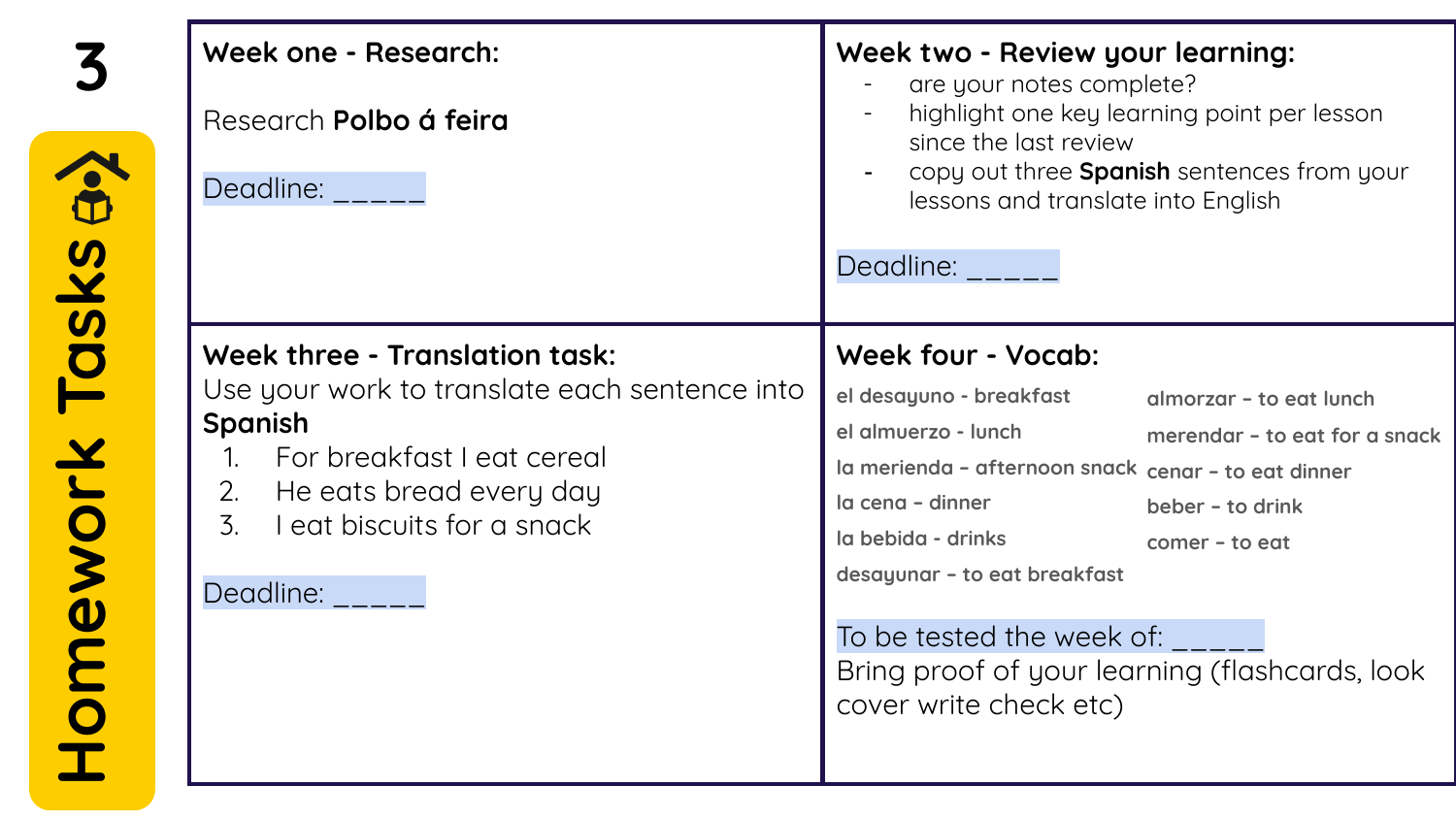# Homework Tasks

## Week one - Research:

Research **Polbo á feira**

Deadline: _____

## Week two - Review your learning:

- are your notes complete?
- highlight one key learning point per lesson since the last review
- copy out three **Spanish** sentences from your lessons and translate into English

Deadline: _____

## Week three - Translation task:

Use your work to translate each sentence into **Spanish**

1. For breakfast I eat cereal
2. He eats bread every day
3. I eat biscuits for a snack

Deadline: _____

## Week four - Vocab:

el desayuno - breakfast
el almuerzo - lunch
la merienda - afternoon snack
la cena - dinner
la bebida - drinks
desayunar - to eat breakfast
almorzar - to eat lunch
merendar - to eat for a snack
cenar - to eat dinner
beber - to drink
comer - to eat

To be tested the week of: _____

Bring proof of your learning (flashcards, look cover write check etc)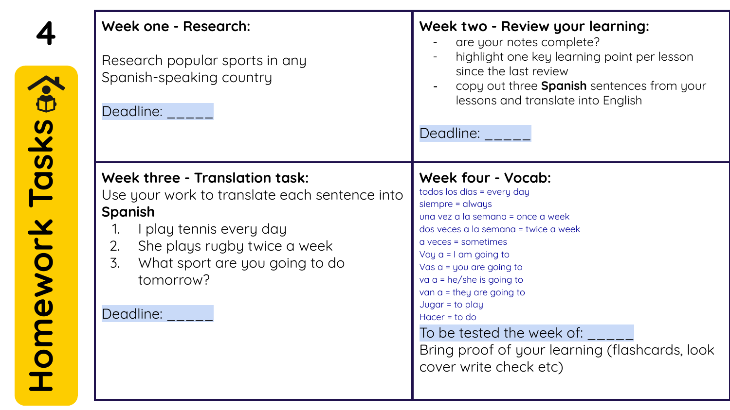# Homework Tasks

## Week one - Research:

Research popular sports in any Spanish-speaking country

Deadline: _____

## Week two - Review your learning:

- are your notes complete?
- highlight one key learning point per lesson since the last review
- copy out three **Spanish** sentences from your lessons and translate into English

Deadline: _____

## Week three - Translation task:

Use your work to translate each sentence into **Spanish**

1. I play tennis every day
2. She plays rugby twice a week
3. What sport are you going to do tomorrow?

Deadline: _____

## Week four - Vocab:

todos los días = every day
siempre = always
una vez a la semana = once a week
dos veces a la semana = twice a week
a veces = sometimes
Voy a = I am going to
Vas a = you are going to
va a = he/she is going to
van a = they are going to
Jugar = to play
Hacer = to do

To be tested the week of: _____

Bring proof of your learning (flashcards, look cover write check etc)